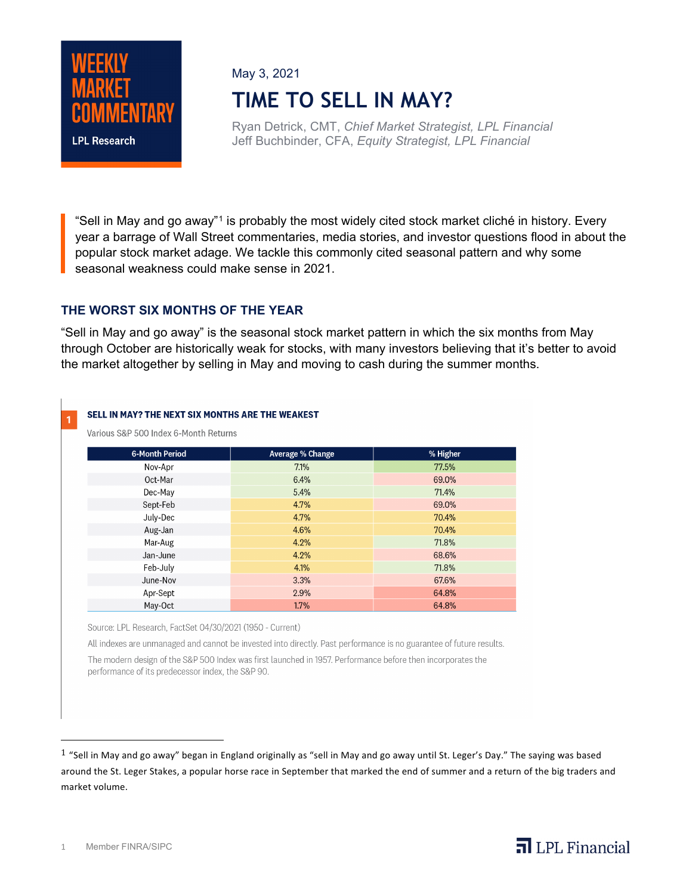WEEKLY MARKET COMMENTARY

LPL Research

May 3, 2021

# TIME TO SELL IN MAY?

Ryan Detrick, CMT, *Chief Market Strategist, LPL Financial*
Jeff Buchbinder, CFA, *Equity Strategist, LPL Financial*

"Sell in May and go away"[1] is probably the most widely cited stock market cliché in history. Every year a barrage of Wall Street commentaries, media stories, and investor questions flood in about the popular stock market adage. We tackle this commonly cited seasonal pattern and why some seasonal weakness could make sense in 2021.

## THE WORST SIX MONTHS OF THE YEAR

"Sell in May and go away" is the seasonal stock market pattern in which the six months from May through October are historically weak for stocks, with many investors believing that it's better to avoid the market altogether by selling in May and moving to cash during the summer months.

**1 SELL IN MAY? THE NEXT SIX MONTHS ARE THE WEAKEST**

Various S&P 500 Index 6-Month Returns

| 6-Month Period | Average % Change | % Higher |
|---|---|---|
| Nov-Apr | 7.1% | 77.5% |
| Oct-Mar | 6.4% | 69.0% |
| Dec-May | 5.4% | 71.4% |
| Sept-Feb | 4.7% | 69.0% |
| July-Dec | 4.7% | 70.4% |
| Aug-Jan | 4.6% | 70.4% |
| Mar-Aug | 4.2% | 71.8% |
| Jan-June | 4.2% | 68.6% |
| Feb-July | 4.1% | 71.8% |
| June-Nov | 3.3% | 67.6% |
| Apr-Sept | 2.9% | 64.8% |
| May-Oct | 1.7% | 64.8% |

Source: LPL Research, FactSet 04/30/2021 (1950 - Current)

All indexes are unmanaged and cannot be invested into directly. Past performance is no guarantee of future results.

The modern design of the S&P 500 Index was first launched in 1957. Performance before then incorporates the performance of its predecessor index, the S&P 90.

---

[1] "Sell in May and go away" began in England originally as "sell in May and go away until St. Leger's Day." The saying was based around the St. Leger Stakes, a popular horse race in September that marked the end of summer and a return of the big traders and market volume.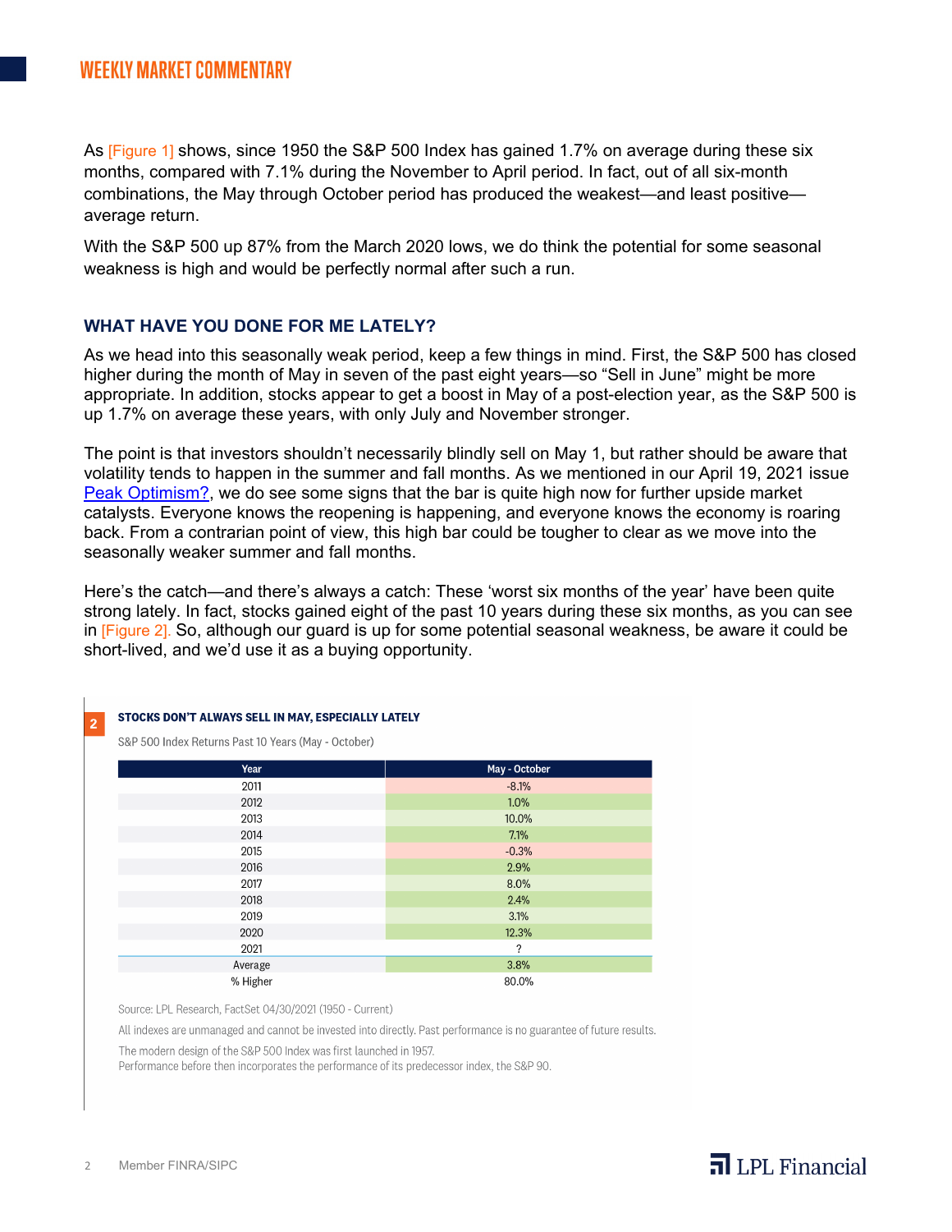As [Figure 1] shows, since 1950 the S&P 500 Index has gained 1.7% on average during these six months, compared with 7.1% during the November to April period. In fact, out of all six-month combinations, the May through October period has produced the weakest—and least positive—average return.

With the S&P 500 up 87% from the March 2020 lows, we do think the potential for some seasonal weakness is high and would be perfectly normal after such a run.

## WHAT HAVE YOU DONE FOR ME LATELY?

As we head into this seasonally weak period, keep a few things in mind. First, the S&P 500 has closed higher during the month of May in seven of the past eight years—so "Sell in June" might be more appropriate. In addition, stocks appear to get a boost in May of a post-election year, as the S&P 500 is up 1.7% on average these years, with only July and November stronger.

The point is that investors shouldn't necessarily blindly sell on May 1, but rather should be aware that volatility tends to happen in the summer and fall months. As we mentioned in our April 19, 2021 issue Peak Optimism?, we do see some signs that the bar is quite high now for further upside market catalysts. Everyone knows the reopening is happening, and everyone knows the economy is roaring back. From a contrarian point of view, this high bar could be tougher to clear as we move into the seasonally weaker summer and fall months.

Here's the catch—and there's always a catch: These 'worst six months of the year' have been quite strong lately. In fact, stocks gained eight of the past 10 years during these six months, as you can see in [Figure 2]. So, although our guard is up for some potential seasonal weakness, be aware it could be short-lived, and we'd use it as a buying opportunity.

**2 STOCKS DON'T ALWAYS SELL IN MAY, ESPECIALLY LATELY**

S&P 500 Index Returns Past 10 Years (May - October)

| Year | May - October |
|---|---|
| 2011 | -8.1% |
| 2012 | 1.0% |
| 2013 | 10.0% |
| 2014 | 7.1% |
| 2015 | -0.3% |
| 2016 | 2.9% |
| 2017 | 8.0% |
| 2018 | 2.4% |
| 2019 | 3.1% |
| 2020 | 12.3% |
| 2021 | ? |
| Average | 3.8% |
| % Higher | 80.0% |

Source: LPL Research, FactSet 04/30/2021 (1950 - Current)

All indexes are unmanaged and cannot be invested into directly. Past performance is no guarantee of future results.

The modern design of the S&P 500 Index was first launched in 1957.
Performance before then incorporates the performance of its predecessor index, the S&P 90.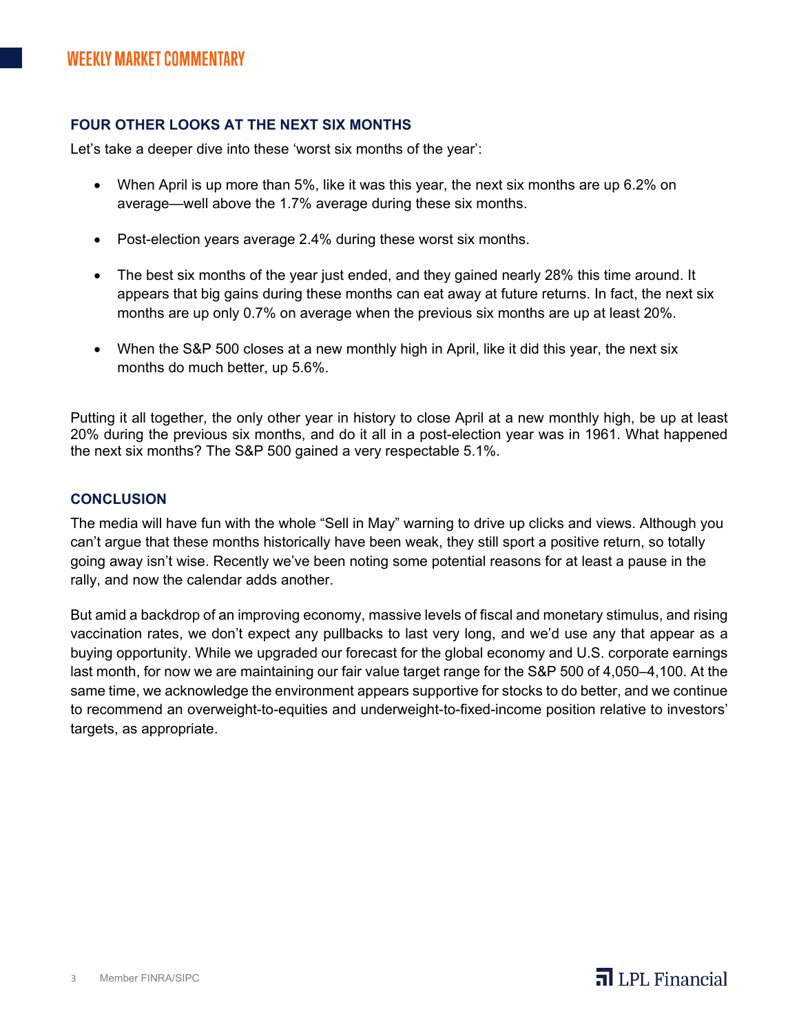## FOUR OTHER LOOKS AT THE NEXT SIX MONTHS

Let's take a deeper dive into these 'worst six months of the year':

- When April is up more than 5%, like it was this year, the next six months are up 6.2% on average—well above the 1.7% average during these six months.
- Post-election years average 2.4% during these worst six months.
- The best six months of the year just ended, and they gained nearly 28% this time around. It appears that big gains during these months can eat away at future returns. In fact, the next six months are up only 0.7% on average when the previous six months are up at least 20%.
- When the S&P 500 closes at a new monthly high in April, like it did this year, the next six months do much better, up 5.6%.

Putting it all together, the only other year in history to close April at a new monthly high, be up at least 20% during the previous six months, and do it all in a post-election year was in 1961. What happened the next six months? The S&P 500 gained a very respectable 5.1%.

## CONCLUSION

The media will have fun with the whole "Sell in May" warning to drive up clicks and views. Although you can't argue that these months historically have been weak, they still sport a positive return, so totally going away isn't wise. Recently we've been noting some potential reasons for at least a pause in the rally, and now the calendar adds another.

But amid a backdrop of an improving economy, massive levels of fiscal and monetary stimulus, and rising vaccination rates, we don't expect any pullbacks to last very long, and we'd use any that appear as a buying opportunity. While we upgraded our forecast for the global economy and U.S. corporate earnings last month, for now we are maintaining our fair value target range for the S&P 500 of 4,050–4,100. At the same time, we acknowledge the environment appears supportive for stocks to do better, and we continue to recommend an overweight-to-equities and underweight-to-fixed-income position relative to investors' targets, as appropriate.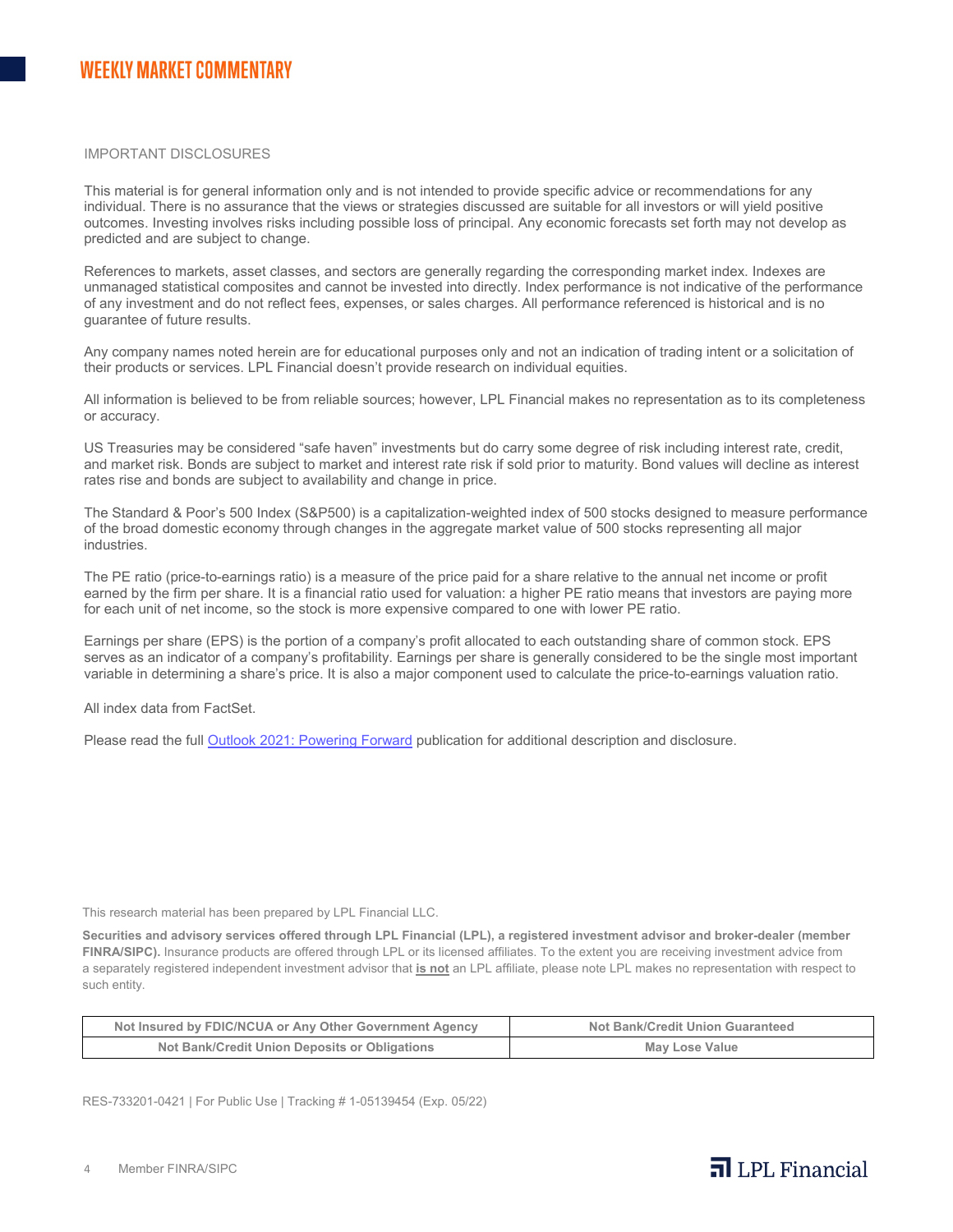IMPORTANT DISCLOSURES

This material is for general information only and is not intended to provide specific advice or recommendations for any individual. There is no assurance that the views or strategies discussed are suitable for all investors or will yield positive outcomes. Investing involves risks including possible loss of principal. Any economic forecasts set forth may not develop as predicted and are subject to change.

References to markets, asset classes, and sectors are generally regarding the corresponding market index. Indexes are unmanaged statistical composites and cannot be invested into directly. Index performance is not indicative of the performance of any investment and do not reflect fees, expenses, or sales charges. All performance referenced is historical and is no guarantee of future results.

Any company names noted herein are for educational purposes only and not an indication of trading intent or a solicitation of their products or services. LPL Financial doesn't provide research on individual equities.

All information is believed to be from reliable sources; however, LPL Financial makes no representation as to its completeness or accuracy.

US Treasuries may be considered "safe haven" investments but do carry some degree of risk including interest rate, credit, and market risk. Bonds are subject to market and interest rate risk if sold prior to maturity. Bond values will decline as interest rates rise and bonds are subject to availability and change in price.

The Standard & Poor's 500 Index (S&P500) is a capitalization-weighted index of 500 stocks designed to measure performance of the broad domestic economy through changes in the aggregate market value of 500 stocks representing all major industries.

The PE ratio (price-to-earnings ratio) is a measure of the price paid for a share relative to the annual net income or profit earned by the firm per share. It is a financial ratio used for valuation: a higher PE ratio means that investors are paying more for each unit of net income, so the stock is more expensive compared to one with lower PE ratio.

Earnings per share (EPS) is the portion of a company's profit allocated to each outstanding share of common stock. EPS serves as an indicator of a company's profitability. Earnings per share is generally considered to be the single most important variable in determining a share's price. It is also a major component used to calculate the price-to-earnings valuation ratio.

All index data from FactSet.

Please read the full Outlook 2021: Powering Forward publication for additional description and disclosure.

This research material has been prepared by LPL Financial LLC.

**Securities and advisory services offered through LPL Financial (LPL), a registered investment advisor and broker-dealer (member FINRA/SIPC).** Insurance products are offered through LPL or its licensed affiliates. To the extent you are receiving investment advice from a separately registered independent investment advisor that **is not** an LPL affiliate, please note LPL makes no representation with respect to such entity.

| | |
|---|---|
| **Not Insured by FDIC/NCUA or Any Other Government Agency** | **Not Bank/Credit Union Guaranteed** |
| **Not Bank/Credit Union Deposits or Obligations** | **May Lose Value** |

RES-733201-0421 | For Public Use | Tracking # 1-05139454 (Exp. 05/22)

Member FINRA/SIPC

LPL Financial